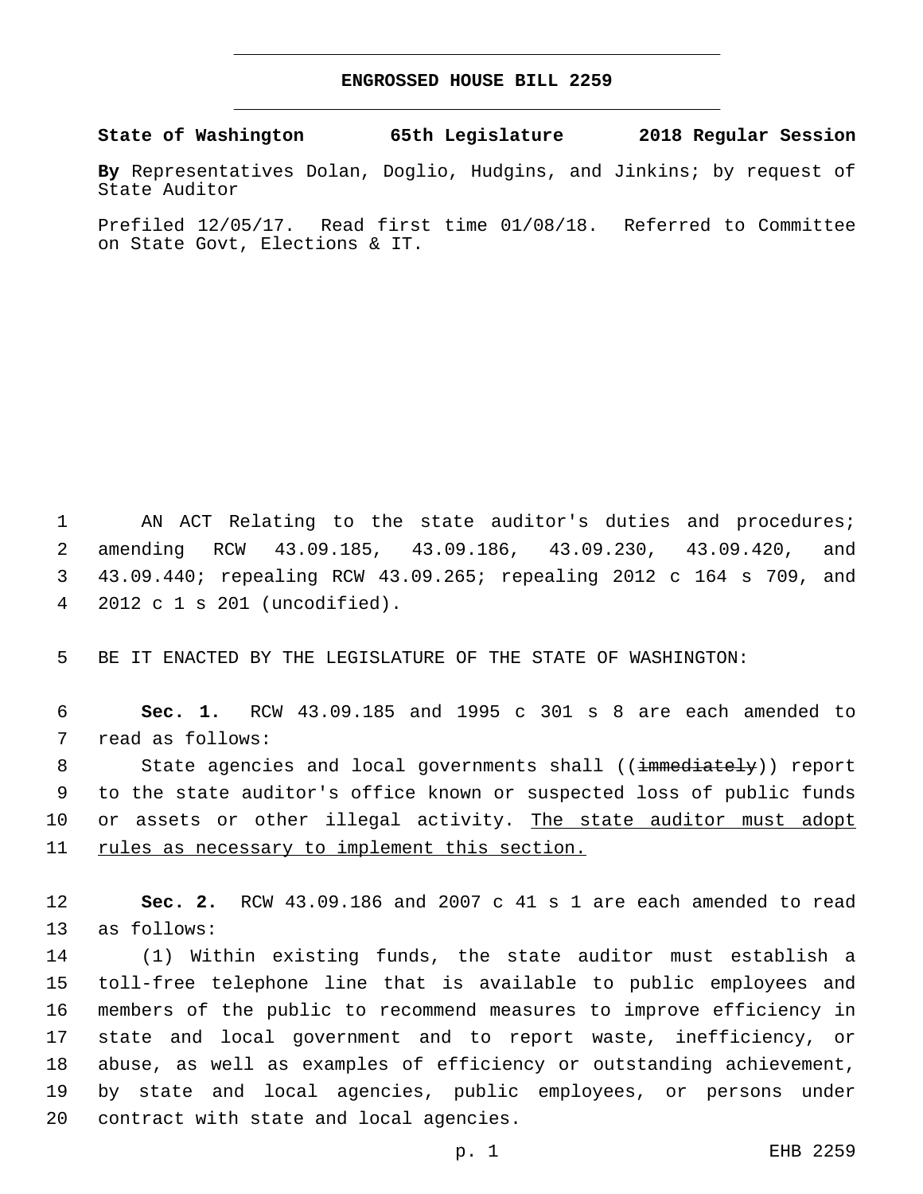# ENGROSSED HOUSE BILL 2259

**State of Washington 65th Legislature 2018 Regular Session**

**By** Representatives Dolan, Doglio, Hudgins, and Jinkins; by request of State Auditor

Prefiled 12/05/17. Read first time 01/08/18. Referred to Committee on State Govt, Elections & IT.

AN ACT Relating to the state auditor's duties and procedures; amending RCW 43.09.185, 43.09.186, 43.09.230, 43.09.420, and 43.09.440; repealing RCW 43.09.265; repealing 2012 c 164 s 709, and 2012 c 1 s 201 (uncodified).

BE IT ENACTED BY THE LEGISLATURE OF THE STATE OF WASHINGTON:

**Sec. 1.** RCW 43.09.185 and 1995 c 301 s 8 are each amended to read as follows:

State agencies and local governments shall ((~~immediately~~)) report to the state auditor's office known or suspected loss of public funds or assets or other illegal activity. <u>The state auditor must adopt rules as necessary to implement this section.</u>

**Sec. 2.** RCW 43.09.186 and 2007 c 41 s 1 are each amended to read as follows:

(1) Within existing funds, the state auditor must establish a toll-free telephone line that is available to public employees and members of the public to recommend measures to improve efficiency in state and local government and to report waste, inefficiency, or abuse, as well as examples of efficiency or outstanding achievement, by state and local agencies, public employees, or persons under contract with state and local agencies.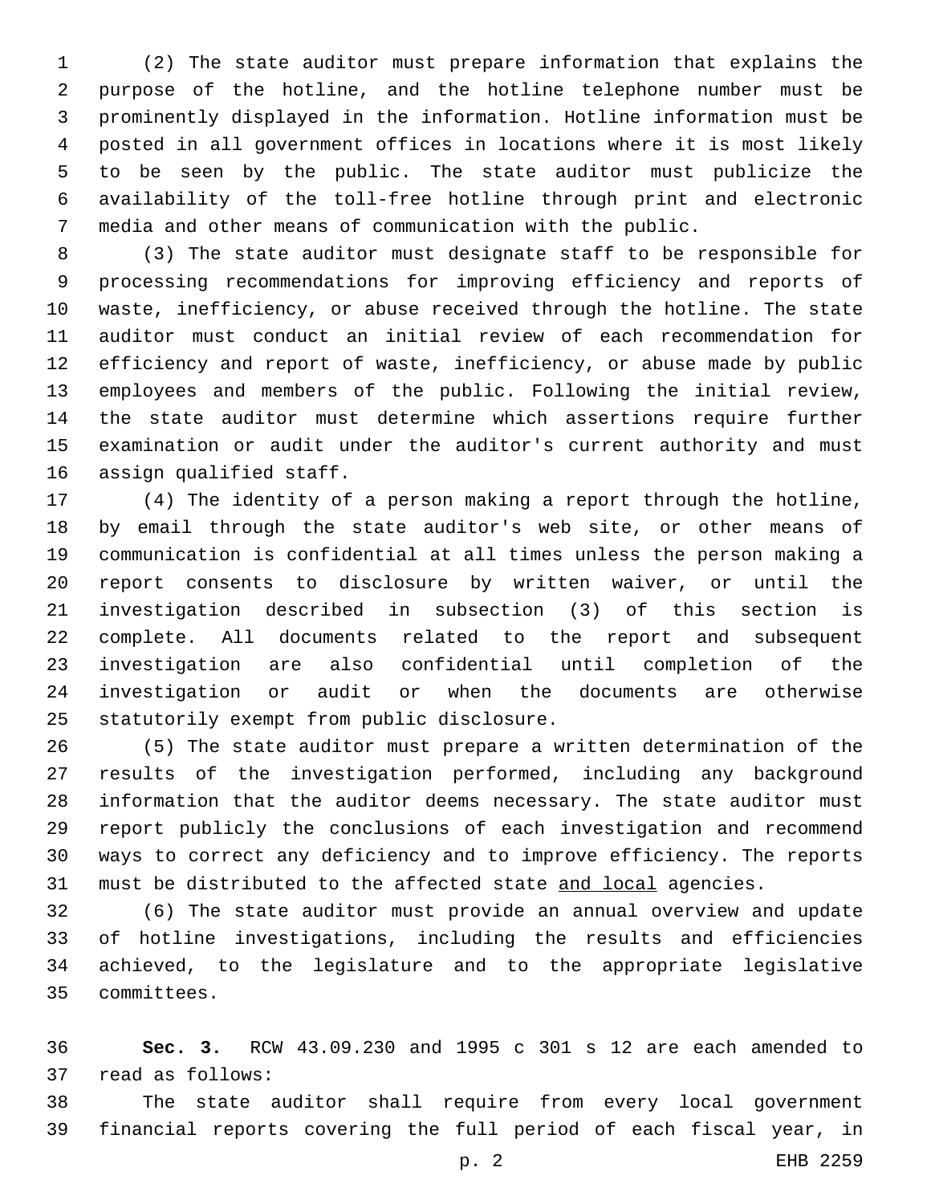(2) The state auditor must prepare information that explains the purpose of the hotline, and the hotline telephone number must be prominently displayed in the information. Hotline information must be posted in all government offices in locations where it is most likely to be seen by the public. The state auditor must publicize the availability of the toll-free hotline through print and electronic media and other means of communication with the public.

(3) The state auditor must designate staff to be responsible for processing recommendations for improving efficiency and reports of waste, inefficiency, or abuse received through the hotline. The state auditor must conduct an initial review of each recommendation for efficiency and report of waste, inefficiency, or abuse made by public employees and members of the public. Following the initial review, the state auditor must determine which assertions require further examination or audit under the auditor's current authority and must assign qualified staff.

(4) The identity of a person making a report through the hotline, by email through the state auditor's web site, or other means of communication is confidential at all times unless the person making a report consents to disclosure by written waiver, or until the investigation described in subsection (3) of this section is complete. All documents related to the report and subsequent investigation are also confidential until completion of the investigation or audit or when the documents are otherwise statutorily exempt from public disclosure.

(5) The state auditor must prepare a written determination of the results of the investigation performed, including any background information that the auditor deems necessary. The state auditor must report publicly the conclusions of each investigation and recommend ways to correct any deficiency and to improve efficiency. The reports must be distributed to the affected state <u>and local</u> agencies.

(6) The state auditor must provide an annual overview and update of hotline investigations, including the results and efficiencies achieved, to the legislature and to the appropriate legislative committees.

**Sec. 3.** RCW 43.09.230 and 1995 c 301 s 12 are each amended to read as follows:

The state auditor shall require from every local government financial reports covering the full period of each fiscal year, in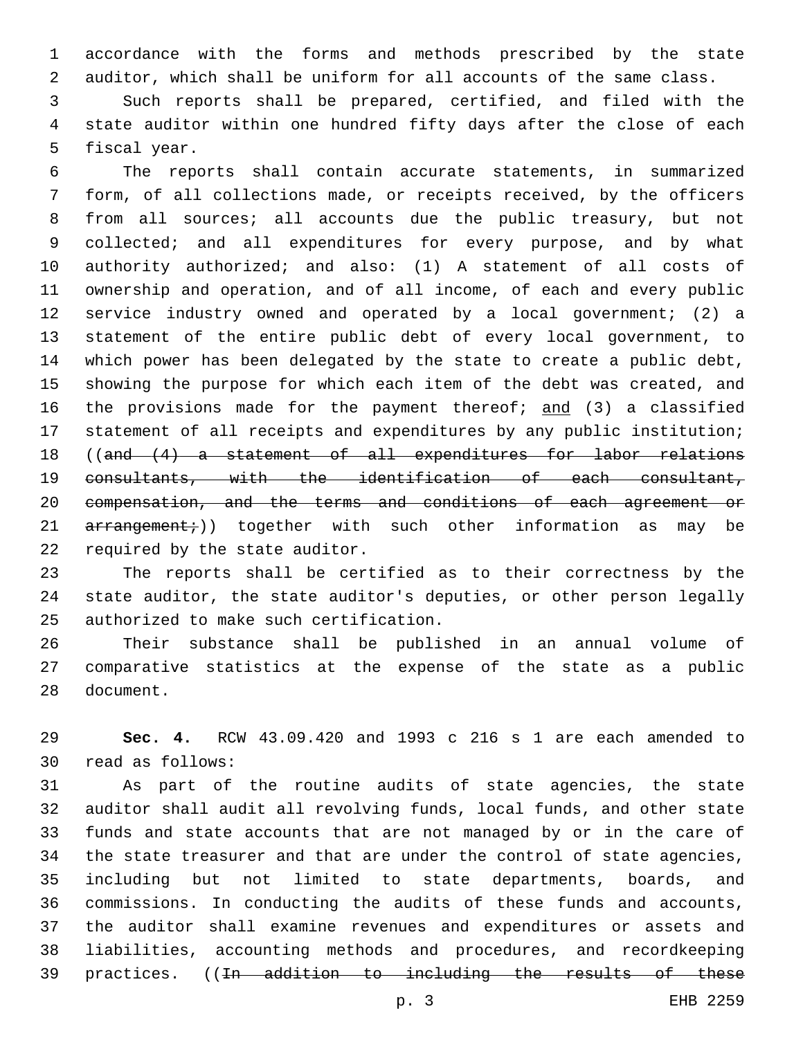accordance with the forms and methods prescribed by the state auditor, which shall be uniform for all accounts of the same class.

Such reports shall be prepared, certified, and filed with the state auditor within one hundred fifty days after the close of each fiscal year.

The reports shall contain accurate statements, in summarized form, of all collections made, or receipts received, by the officers from all sources; all accounts due the public treasury, but not collected; and all expenditures for every purpose, and by what authority authorized; and also: (1) A statement of all costs of ownership and operation, and of all income, of each and every public service industry owned and operated by a local government; (2) a statement of the entire public debt of every local government, to which power has been delegated by the state to create a public debt, showing the purpose for which each item of the debt was created, and the provisions made for the payment thereof; <u>and</u> (3) a classified statement of all receipts and expenditures by any public institution; ((~~and (4) a statement of all expenditures for labor relations consultants, with the identification of each consultant, compensation, and the terms and conditions of each agreement or arrangement;~~)) together with such other information as may be required by the state auditor.

The reports shall be certified as to their correctness by the state auditor, the state auditor's deputies, or other person legally authorized to make such certification.

Their substance shall be published in an annual volume of comparative statistics at the expense of the state as a public document.

**Sec. 4.** RCW 43.09.420 and 1993 c 216 s 1 are each amended to read as follows:

As part of the routine audits of state agencies, the state auditor shall audit all revolving funds, local funds, and other state funds and state accounts that are not managed by or in the care of the state treasurer and that are under the control of state agencies, including but not limited to state departments, boards, and commissions. In conducting the audits of these funds and accounts, the auditor shall examine revenues and expenditures or assets and liabilities, accounting methods and procedures, and recordkeeping practices. ((~~In addition to including the results of these~~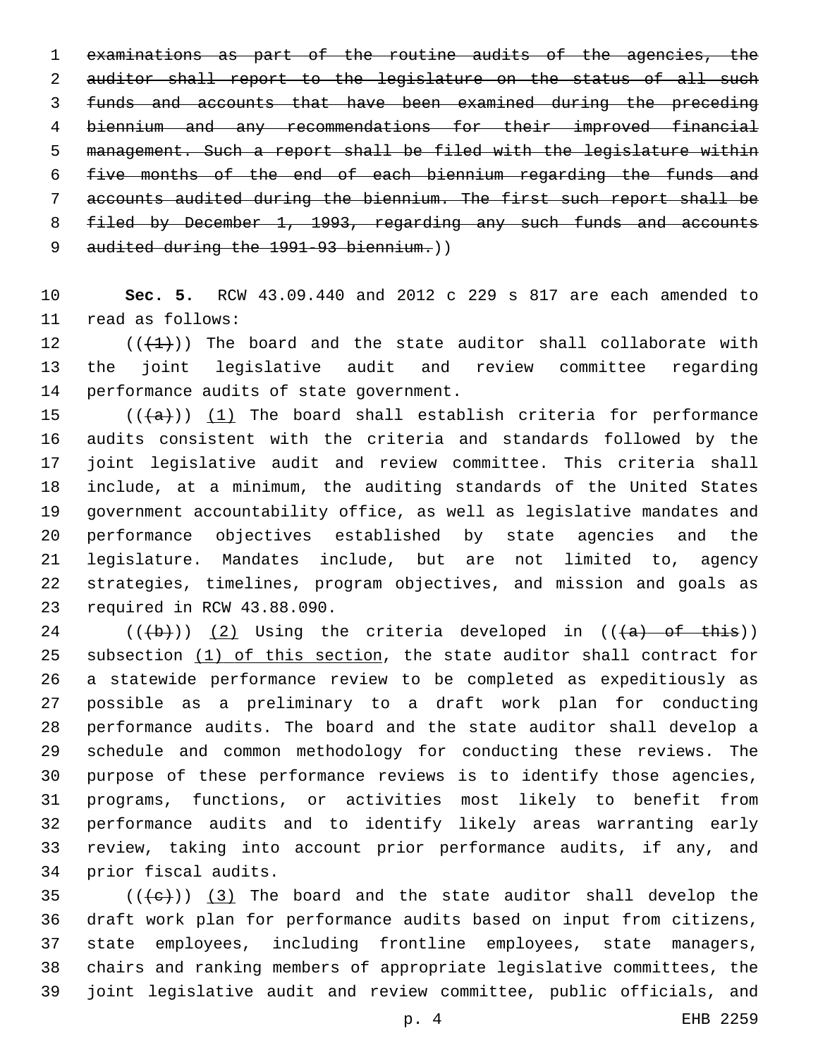~~examinations as part of the routine audits of the agencies, the auditor shall report to the legislature on the status of all such funds and accounts that have been examined during the preceding biennium and any recommendations for their improved financial management. Such a report shall be filed with the legislature within five months of the end of each biennium regarding the funds and accounts audited during the biennium. The first such report shall be filed by December 1, 1993, regarding any such funds and accounts audited during the 1991-93 biennium.~~))

**Sec. 5.** RCW 43.09.440 and 2012 c 229 s 817 are each amended to read as follows:

((~~(1)~~)) The board and the state auditor shall collaborate with the joint legislative audit and review committee regarding performance audits of state government.

((~~(a)~~)) (1) The board shall establish criteria for performance audits consistent with the criteria and standards followed by the joint legislative audit and review committee. This criteria shall include, at a minimum, the auditing standards of the United States government accountability office, as well as legislative mandates and performance objectives established by state agencies and the legislature. Mandates include, but are not limited to, agency strategies, timelines, program objectives, and mission and goals as required in RCW 43.88.090.

((~~(b)~~)) (2) Using the criteria developed in ((~~(a) of this~~)) subsection (1) of this section, the state auditor shall contract for a statewide performance review to be completed as expeditiously as possible as a preliminary to a draft work plan for conducting performance audits. The board and the state auditor shall develop a schedule and common methodology for conducting these reviews. The purpose of these performance reviews is to identify those agencies, programs, functions, or activities most likely to benefit from performance audits and to identify likely areas warranting early review, taking into account prior performance audits, if any, and prior fiscal audits.

((~~(c)~~)) (3) The board and the state auditor shall develop the draft work plan for performance audits based on input from citizens, state employees, including frontline employees, state managers, chairs and ranking members of appropriate legislative committees, the joint legislative audit and review committee, public officials, and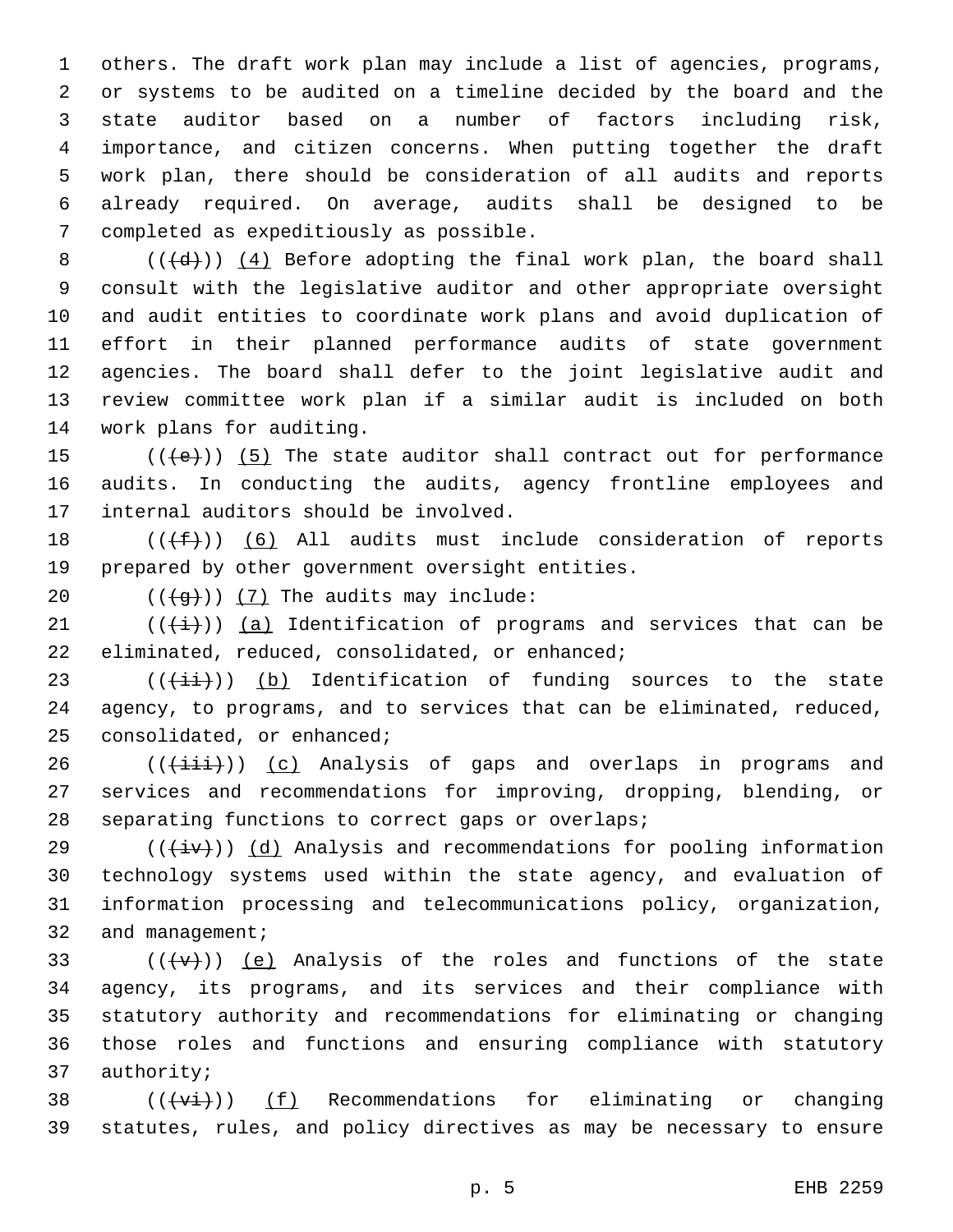others. The draft work plan may include a list of agencies, programs, or systems to be audited on a timeline decided by the board and the state auditor based on a number of factors including risk, importance, and citizen concerns. When putting together the draft work plan, there should be consideration of all audits and reports already required. On average, audits shall be designed to be completed as expeditiously as possible.

(((d))) (4) Before adopting the final work plan, the board shall consult with the legislative auditor and other appropriate oversight and audit entities to coordinate work plans and avoid duplication of effort in their planned performance audits of state government agencies. The board shall defer to the joint legislative audit and review committee work plan if a similar audit is included on both work plans for auditing.

(((e))) (5) The state auditor shall contract out for performance audits. In conducting the audits, agency frontline employees and internal auditors should be involved.

(((f))) (6) All audits must include consideration of reports prepared by other government oversight entities.

(((g))) (7) The audits may include:

(((i))) (a) Identification of programs and services that can be eliminated, reduced, consolidated, or enhanced;

(((ii))) (b) Identification of funding sources to the state agency, to programs, and to services that can be eliminated, reduced, consolidated, or enhanced;

(((iii))) (c) Analysis of gaps and overlaps in programs and services and recommendations for improving, dropping, blending, or separating functions to correct gaps or overlaps;

(((iv))) (d) Analysis and recommendations for pooling information technology systems used within the state agency, and evaluation of information processing and telecommunications policy, organization, and management;

(((v))) (e) Analysis of the roles and functions of the state agency, its programs, and its services and their compliance with statutory authority and recommendations for eliminating or changing those roles and functions and ensuring compliance with statutory authority;

(((vi))) (f) Recommendations for eliminating or changing statutes, rules, and policy directives as may be necessary to ensure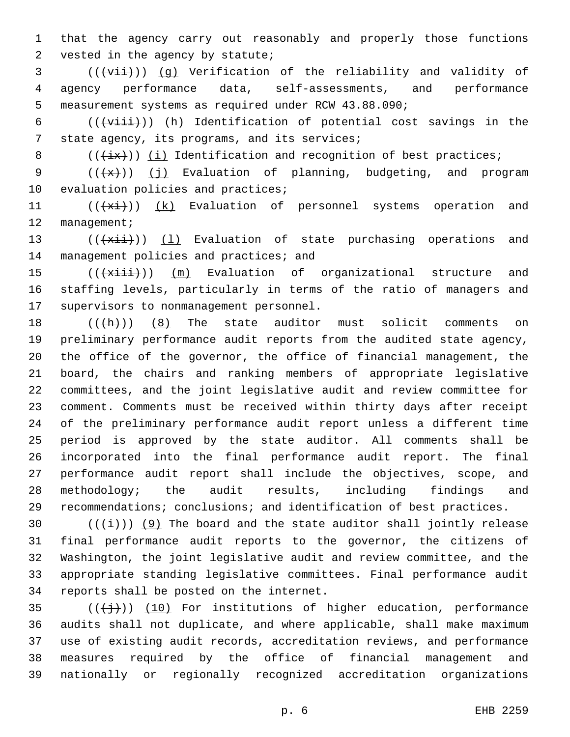that the agency carry out reasonably and properly those functions vested in the agency by statute;

((~~(vii)~~)) <u>(g)</u> Verification of the reliability and validity of agency performance data, self-assessments, and performance measurement systems as required under RCW 43.88.090;

((~~(viii)~~)) <u>(h)</u> Identification of potential cost savings in the state agency, its programs, and its services;

((~~(ix)~~)) <u>(i)</u> Identification and recognition of best practices;

((~~(x)~~)) <u>(j)</u> Evaluation of planning, budgeting, and program evaluation policies and practices;

((~~(xi)~~)) <u>(k)</u> Evaluation of personnel systems operation and management;

((~~(xii)~~)) <u>(l)</u> Evaluation of state purchasing operations and management policies and practices; and

((~~(xiii)~~)) <u>(m)</u> Evaluation of organizational structure and staffing levels, particularly in terms of the ratio of managers and supervisors to nonmanagement personnel.

((~~(h)~~)) <u>(8)</u> The state auditor must solicit comments on preliminary performance audit reports from the audited state agency, the office of the governor, the office of financial management, the board, the chairs and ranking members of appropriate legislative committees, and the joint legislative audit and review committee for comment. Comments must be received within thirty days after receipt of the preliminary performance audit report unless a different time period is approved by the state auditor. All comments shall be incorporated into the final performance audit report. The final performance audit report shall include the objectives, scope, and methodology; the audit results, including findings and recommendations; conclusions; and identification of best practices.

((~~(i)~~)) <u>(9)</u> The board and the state auditor shall jointly release final performance audit reports to the governor, the citizens of Washington, the joint legislative audit and review committee, and the appropriate standing legislative committees. Final performance audit reports shall be posted on the internet.

((~~(j)~~)) <u>(10)</u> For institutions of higher education, performance audits shall not duplicate, and where applicable, shall make maximum use of existing audit records, accreditation reviews, and performance measures required by the office of financial management and nationally or regionally recognized accreditation organizations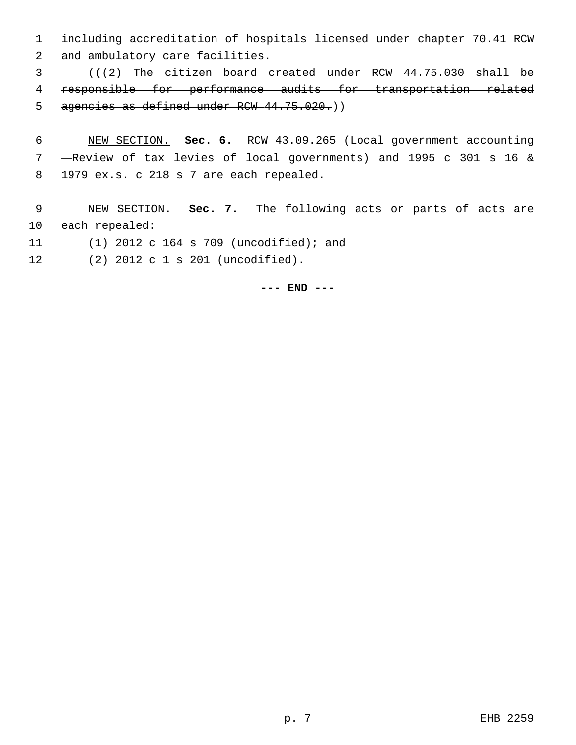including accreditation of hospitals licensed under chapter 70.41 RCW and ambulatory care facilities.

(( ~~(2) The citizen board created under RCW 44.75.030 shall be responsible for performance audits for transportation related agencies as defined under RCW 44.75.020.~~ ))

NEW SECTION. **Sec. 6.** RCW 43.09.265 (Local government accounting —Review of tax levies of local governments) and 1995 c 301 s 16 & 1979 ex.s. c 218 s 7 are each repealed.

NEW SECTION. **Sec. 7.** The following acts or parts of acts are each repealed:

(1) 2012 c 164 s 709 (uncodified); and

(2) 2012 c 1 s 201 (uncodified).

**--- END ---**